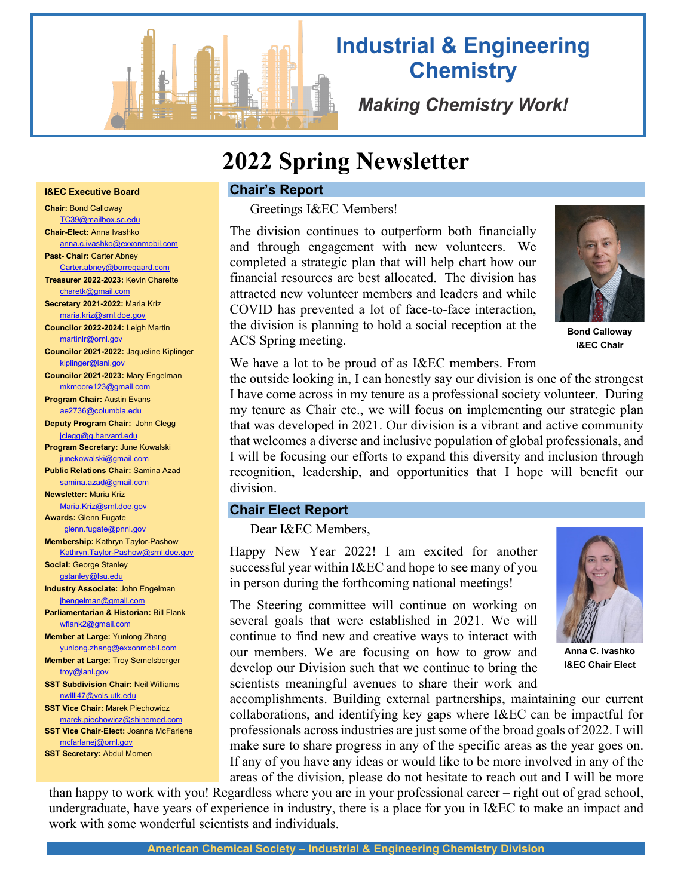# Industrial & Engineering Chemistry

*Making Chemistry Work!*

# 2022 Spring Newsletter

## Chair's Report

Greetings I&EC Members!

The division continues to outperform both financially and through engagement with new volunteers. We completed a strategic plan that will help chart how our financial resources are best allocated. The division has attracted new volunteer members and leaders and while COVID has prevented a lot of face-to-face interaction, the division is planning to hold a social reception at the ACS Spring meeting.

**Bond Calloway**
**I&EC Chair**

We have a lot to be proud of as I&EC members. From the outside looking in, I can honestly say our division is one of the strongest I have come across in my tenure as a professional society volunteer. During my tenure as Chair etc., we will focus on implementing our strategic plan that was developed in 2021. Our division is a vibrant and active community that welcomes a diverse and inclusive population of global professionals, and I will be focusing our efforts to expand this diversity and inclusion through recognition, leadership, and opportunities that I hope will benefit our division.

## Chair Elect Report

Dear I&EC Members,

Happy New Year 2022! I am excited for another successful year within I&EC and hope to see many of you in person during the forthcoming national meetings!

The Steering committee will continue on working on several goals that were established in 2021. We will continue to find new and creative ways to interact with our members. We are focusing on how to grow and develop our Division such that we continue to bring the scientists meaningful avenues to share their work and accomplishments. Building external partnerships, maintaining our current collaborations, and identifying key gaps where I&EC can be impactful for professionals across industries are just some of the broad goals of 2022. I will make sure to share progress in any of the specific areas as the year goes on. If any of you have any ideas or would like to be more involved in any of the areas of the division, please do not hesitate to reach out and I will be more than happy to work with you! Regardless where you are in your professional career – right out of grad school, undergraduate, have years of experience in industry, there is a place for you in I&EC to make an impact and work with some wonderful scientists and individuals.

**Anna C. Ivashko**
**I&EC Chair Elect**

### I&EC Executive Board

**Chair:** Bond Calloway
TC39@mailbox.sc.edu

**Chair-Elect:** Anna Ivashko
anna.c.ivashko@exxonmobil.com

**Past- Chair:** Carter Abney
Carter.abney@borregaard.com

**Treasurer 2022-2023:** Kevin Charette
charetk@gmail.com

**Secretary 2021-2022:** Maria Kriz
maria.kriz@srnl.doe.gov

**Councilor 2022-2024:** Leigh Martin
martinlr@ornl.gov

**Councilor 2021-2022:** Jaqueline Kiplinger
kiplinger@lanl.gov

**Councilor 2021-2023:** Mary Engelman
mkmoore123@gmail.com

**Program Chair:** Austin Evans
ae2736@columbia.edu

**Deputy Program Chair:** John Clegg
jclegg@g.harvard.edu

**Program Secretary:** June Kowalski
junekowalski@gmail.com

**Public Relations Chair:** Samina Azad
samina.azad@gmail.com

**Newsletter:** Maria Kriz
Maria.Kriz@srnl.doe.gov

**Awards:** Glenn Fugate
glenn.fugate@pnnl.gov

**Membership:** Kathryn Taylor-Pashow
Kathryn.Taylor-Pashow@srnl.doe.gov

**Social:** George Stanley
gstanley@lsu.edu

**Industry Associate:** John Engelman
jhengelman@gmail.com

**Parliamentarian & Historian:** Bill Flank
wflank2@gmail.com

**Member at Large:** Yunlong Zhang
yunlong.zhang@exxonmobil.com

**Member at Large:** Troy Semelsberger
troy@lanl.gov

**SST Subdivision Chair:** Neil Williams
nwilli47@vols.utk.edu

**SST Vice Chair:** Marek Piechowicz
marek.piechowicz@shinemed.com

**SST Vice Chair-Elect:** Joanna McFarlene
mcfarlanej@ornl.gov

**SST Secretary:** Abdul Momen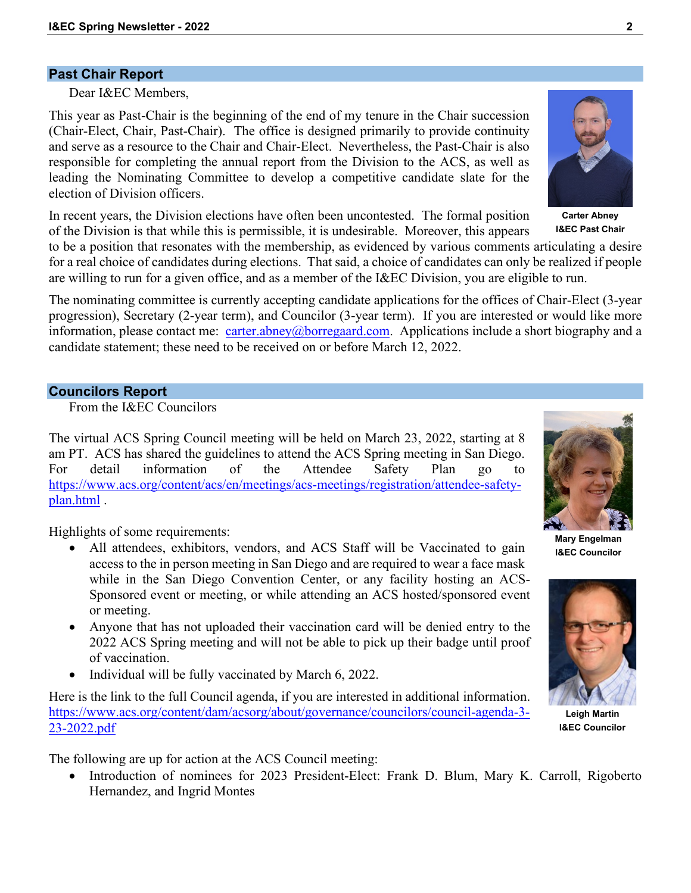## Past Chair Report

Dear I&EC Members,

This year as Past-Chair is the beginning of the end of my tenure in the Chair succession (Chair-Elect, Chair, Past-Chair). The office is designed primarily to provide continuity and serve as a resource to the Chair and Chair-Elect. Nevertheless, the Past-Chair is also responsible for completing the annual report from the Division to the ACS, as well as leading the Nominating Committee to develop a competitive candidate slate for the election of Division officers.

**Carter Abney**
**I&EC Past Chair**

In recent years, the Division elections have often been uncontested. The formal position of the Division is that while this is permissible, it is undesirable. Moreover, this appears to be a position that resonates with the membership, as evidenced by various comments articulating a desire for a real choice of candidates during elections. That said, a choice of candidates can only be realized if people are willing to run for a given office, and as a member of the I&EC Division, you are eligible to run.

The nominating committee is currently accepting candidate applications for the offices of Chair-Elect (3-year progression), Secretary (2-year term), and Councilor (3-year term). If you are interested or would like more information, please contact me: carter.abney@borregaard.com. Applications include a short biography and a candidate statement; these need to be received on or before March 12, 2022.

## Councilors Report

From the I&EC Councilors

The virtual ACS Spring Council meeting will be held on March 23, 2022, starting at 8 am PT. ACS has shared the guidelines to attend the ACS Spring meeting in San Diego. For detail information of the Attendee Safety Plan go to https://www.acs.org/content/acs/en/meetings/acs-meetings/registration/attendee-safety-plan.html .

**Mary Engelman**
**I&EC Councilor**

Highlights of some requirements:

- All attendees, exhibitors, vendors, and ACS Staff will be Vaccinated to gain access to the in person meeting in San Diego and are required to wear a face mask while in the San Diego Convention Center, or any facility hosting an ACS-Sponsored event or meeting, or while attending an ACS hosted/sponsored event or meeting.
- Anyone that has not uploaded their vaccination card will be denied entry to the 2022 ACS Spring meeting and will not be able to pick up their badge until proof of vaccination.
- Individual will be fully vaccinated by March 6, 2022.

Here is the link to the full Council agenda, if you are interested in additional information. https://www.acs.org/content/dam/acsorg/about/governance/councilors/council-agenda-3-23-2022.pdf

**Leigh Martin**
**I&EC Councilor**

The following are up for action at the ACS Council meeting:

- Introduction of nominees for 2023 President-Elect: Frank D. Blum, Mary K. Carroll, Rigoberto Hernandez, and Ingrid Montes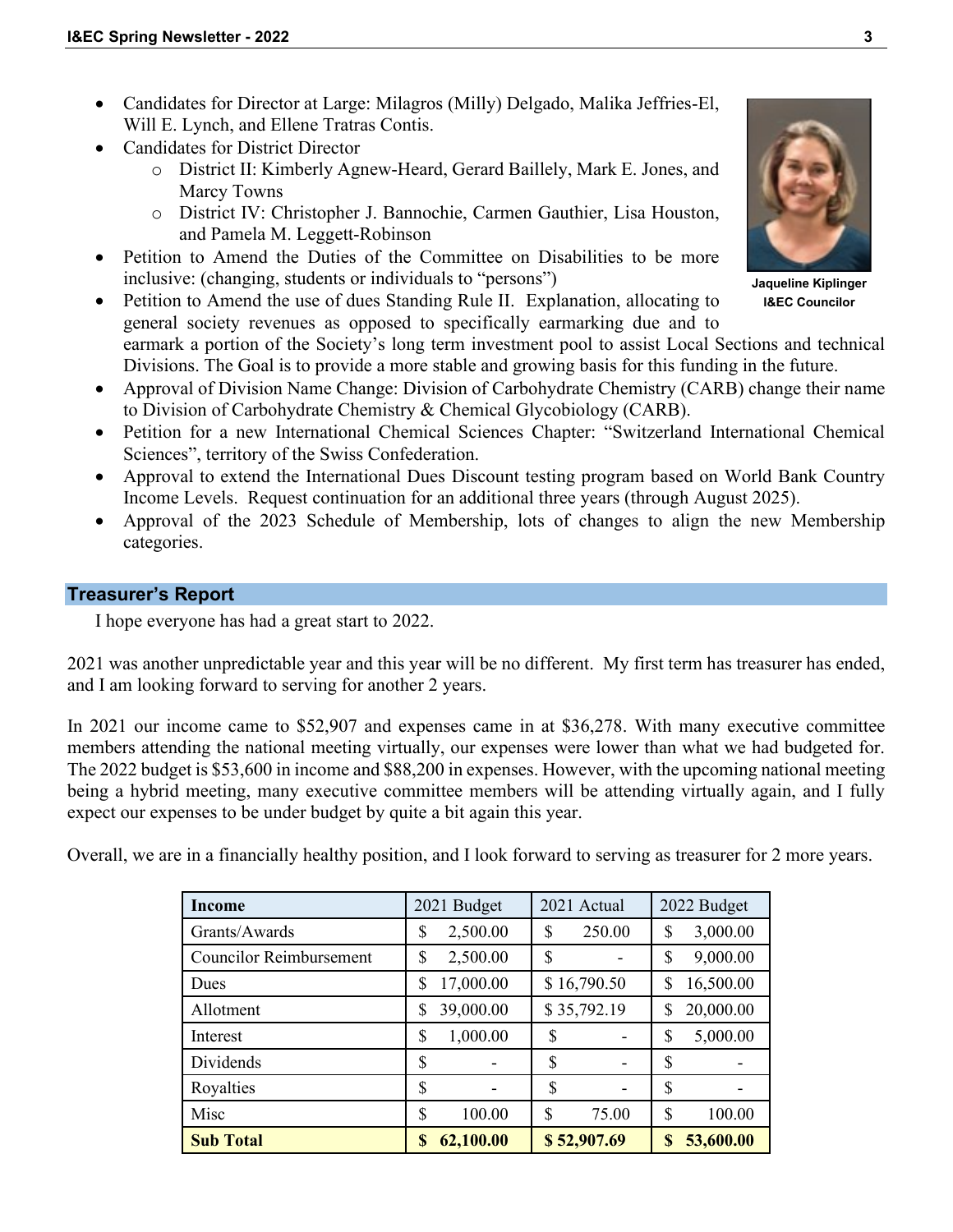- Candidates for Director at Large: Milagros (Milly) Delgado, Malika Jeffries-El, Will E. Lynch, and Ellene Tratras Contis.
- Candidates for District Director
  - District II: Kimberly Agnew-Heard, Gerard Baillely, Mark E. Jones, and Marcy Towns
  - District IV: Christopher J. Bannochie, Carmen Gauthier, Lisa Houston, and Pamela M. Leggett-Robinson
- Petition to Amend the Duties of the Committee on Disabilities to be more inclusive: (changing, students or individuals to "persons")
- Petition to Amend the use of dues Standing Rule II. Explanation, allocating to general society revenues as opposed to specifically earmarking due and to earmark a portion of the Society's long term investment pool to assist Local Sections and technical Divisions. The Goal is to provide a more stable and growing basis for this funding in the future.
- Approval of Division Name Change: Division of Carbohydrate Chemistry (CARB) change their name to Division of Carbohydrate Chemistry & Chemical Glycobiology (CARB).
- Petition for a new International Chemical Sciences Chapter: "Switzerland International Chemical Sciences", territory of the Swiss Confederation.
- Approval to extend the International Dues Discount testing program based on World Bank Country Income Levels. Request continuation for an additional three years (through August 2025).
- Approval of the 2023 Schedule of Membership, lots of changes to align the new Membership categories.

**Jaqueline Kiplinger**
**I&EC Councilor**

## Treasurer's Report

I hope everyone has had a great start to 2022.

2021 was another unpredictable year and this year will be no different. My first term has treasurer has ended, and I am looking forward to serving for another 2 years.

In 2021 our income came to $52,907 and expenses came in at $36,278. With many executive committee members attending the national meeting virtually, our expenses were lower than what we had budgeted for. The 2022 budget is $53,600 in income and $88,200 in expenses. However, with the upcoming national meeting being a hybrid meeting, many executive committee members will be attending virtually again, and I fully expect our expenses to be under budget by quite a bit again this year.

Overall, we are in a financially healthy position, and I look forward to serving as treasurer for 2 more years.

| **Income** | 2021 Budget | 2021 Actual | 2022 Budget |
|---|---|---|---|
| Grants/Awards | $ 2,500.00 | $ 250.00 | $ 3,000.00 |
| Councilor Reimbursement | $ 2,500.00 | $ - | $ 9,000.00 |
| Dues | $ 17,000.00 | $ 16,790.50 | $ 16,500.00 |
| Allotment | $ 39,000.00 | $ 35,792.19 | $ 20,000.00 |
| Interest | $ 1,000.00 | $ - | $ 5,000.00 |
| Dividends | $ - | $ - | $ - |
| Royalties | $ - | $ - | $ - |
| Misc | $ 100.00 | $ 75.00 | $ 100.00 |
| **Sub Total** | **$ 62,100.00** | **$ 52,907.69** | **$ 53,600.00** |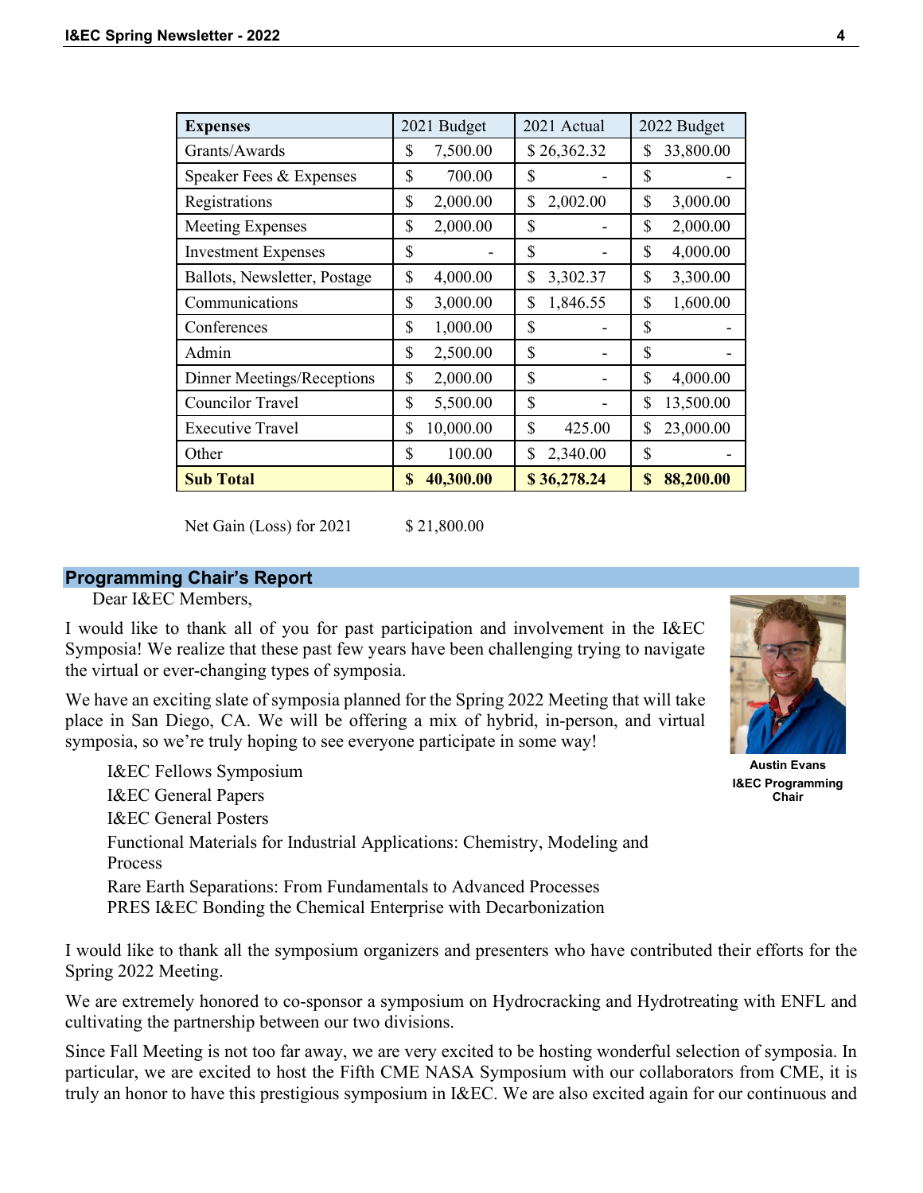| Expenses | 2021 Budget | 2021 Actual | 2022 Budget |
|---|---|---|---|
| Grants/Awards | $ 7,500.00 | $ 26,362.32 | $ 33,800.00 |
| Speaker Fees & Expenses | $ 700.00 | $ - | $ - |
| Registrations | $ 2,000.00 | $ 2,002.00 | $ 3,000.00 |
| Meeting Expenses | $ 2,000.00 | $ - | $ 2,000.00 |
| Investment Expenses | $ - | $ - | $ 4,000.00 |
| Ballots, Newsletter, Postage | $ 4,000.00 | $ 3,302.37 | $ 3,300.00 |
| Communications | $ 3,000.00 | $ 1,846.55 | $ 1,600.00 |
| Conferences | $ 1,000.00 | $ - | $ - |
| Admin | $ 2,500.00 | $ - | $ - |
| Dinner Meetings/Receptions | $ 2,000.00 | $ - | $ 4,000.00 |
| Councilor Travel | $ 5,500.00 | $ - | $ 13,500.00 |
| Executive Travel | $ 10,000.00 | $ 425.00 | $ 23,000.00 |
| Other | $ 100.00 | $ 2,340.00 | $ - |
| **Sub Total** | **$ 40,300.00** | **$ 36,278.24** | **$ 88,200.00** |

Net Gain (Loss) for 2021 $ 21,800.00

## Programming Chair's Report

Dear I&EC Members,

I would like to thank all of you for past participation and involvement in the I&EC Symposia! We realize that these past few years have been challenging trying to navigate the virtual or ever-changing types of symposia.

We have an exciting slate of symposia planned for the Spring 2022 Meeting that will take place in San Diego, CA. We will be offering a mix of hybrid, in-person, and virtual symposia, so we're truly hoping to see everyone participate in some way!

**Austin Evans**
**I&EC Programming Chair**

- I&EC Fellows Symposium
- I&EC General Papers
- I&EC General Posters
- Functional Materials for Industrial Applications: Chemistry, Modeling and Process
- Rare Earth Separations: From Fundamentals to Advanced Processes
- PRES I&EC Bonding the Chemical Enterprise with Decarbonization

I would like to thank all the symposium organizers and presenters who have contributed their efforts for the Spring 2022 Meeting.

We are extremely honored to co-sponsor a symposium on Hydrocracking and Hydrotreating with ENFL and cultivating the partnership between our two divisions.

Since Fall Meeting is not too far away, we are very excited to be hosting wonderful selection of symposia. In particular, we are excited to host the Fifth CME NASA Symposium with our collaborators from CME, it is truly an honor to have this prestigious symposium in I&EC. We are also excited again for our continuous and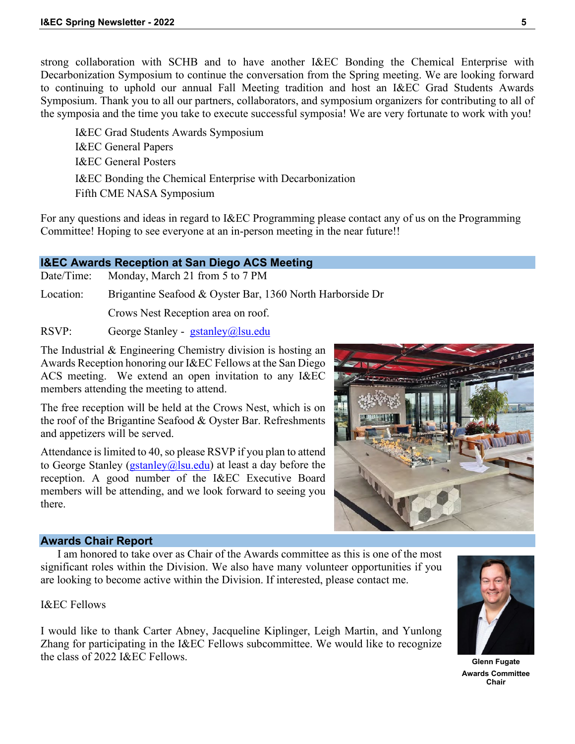strong collaboration with SCHB and to have another I&EC Bonding the Chemical Enterprise with Decarbonization Symposium to continue the conversation from the Spring meeting. We are looking forward to continuing to uphold our annual Fall Meeting tradition and host an I&EC Grad Students Awards Symposium. Thank you to all our partners, collaborators, and symposium organizers for contributing to all of the symposia and the time you take to execute successful symposia! We are very fortunate to work with you!

- I&EC Grad Students Awards Symposium
- I&EC General Papers
- I&EC General Posters
- I&EC Bonding the Chemical Enterprise with Decarbonization
- Fifth CME NASA Symposium

For any questions and ideas in regard to I&EC Programming please contact any of us on the Programming Committee! Hoping to see everyone at an in-person meeting in the near future!!

## I&EC Awards Reception at San Diego ACS Meeting

Date/Time: Monday, March 21 from 5 to 7 PM

Location: Brigantine Seafood & Oyster Bar, 1360 North Harborside Dr
Crows Nest Reception area on roof.

RSVP: George Stanley - gstanley@lsu.edu

The Industrial & Engineering Chemistry division is hosting an Awards Reception honoring our I&EC Fellows at the San Diego ACS meeting. We extend an open invitation to any I&EC members attending the meeting to attend.

The free reception will be held at the Crows Nest, which is on the roof of the Brigantine Seafood & Oyster Bar. Refreshments and appetizers will be served.

Attendance is limited to 40, so please RSVP if you plan to attend to George Stanley (gstanley@lsu.edu) at least a day before the reception. A good number of the I&EC Executive Board members will be attending, and we look forward to seeing you there.

## Awards Chair Report

I am honored to take over as Chair of the Awards committee as this is one of the most significant roles within the Division. We also have many volunteer opportunities if you are looking to become active within the Division. If interested, please contact me.

I&EC Fellows

I would like to thank Carter Abney, Jacqueline Kiplinger, Leigh Martin, and Yunlong Zhang for participating in the I&EC Fellows subcommittee. We would like to recognize the class of 2022 I&EC Fellows.

**Glenn Fugate**
**Awards Committee Chair**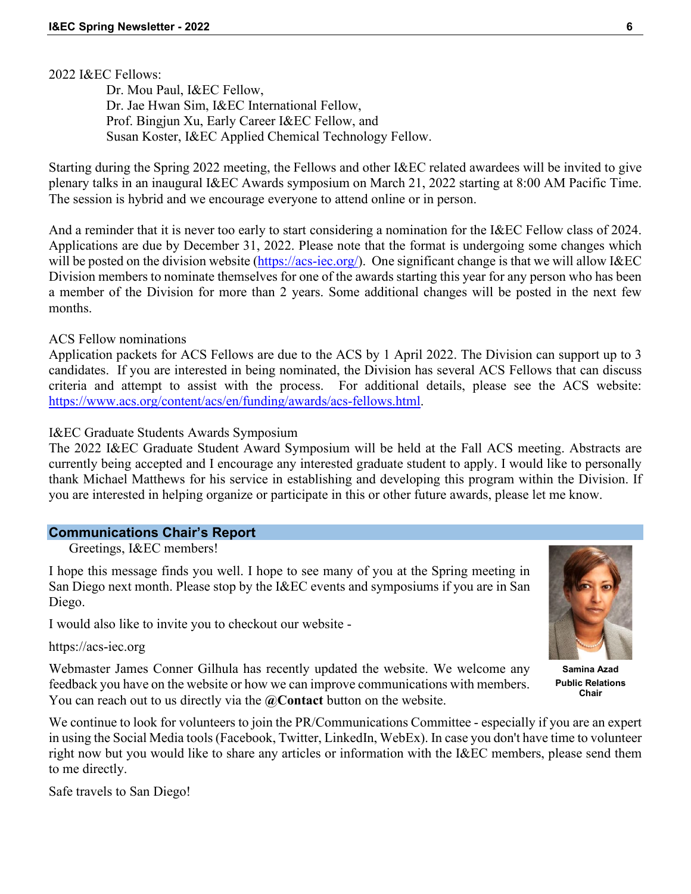2022 I&EC Fellows:

Dr. Mou Paul, I&EC Fellow,
Dr. Jae Hwan Sim, I&EC International Fellow,
Prof. Bingjun Xu, Early Career I&EC Fellow, and
Susan Koster, I&EC Applied Chemical Technology Fellow.

Starting during the Spring 2022 meeting, the Fellows and other I&EC related awardees will be invited to give plenary talks in an inaugural I&EC Awards symposium on March 21, 2022 starting at 8:00 AM Pacific Time. The session is hybrid and we encourage everyone to attend online or in person.

And a reminder that it is never too early to start considering a nomination for the I&EC Fellow class of 2024. Applications are due by December 31, 2022. Please note that the format is undergoing some changes which will be posted on the division website (https://acs-iec.org/). One significant change is that we will allow I&EC Division members to nominate themselves for one of the awards starting this year for any person who has been a member of the Division for more than 2 years. Some additional changes will be posted in the next few months.

ACS Fellow nominations

Application packets for ACS Fellows are due to the ACS by 1 April 2022. The Division can support up to 3 candidates. If you are interested in being nominated, the Division has several ACS Fellows that can discuss criteria and attempt to assist with the process. For additional details, please see the ACS website: https://www.acs.org/content/acs/en/funding/awards/acs-fellows.html.

I&EC Graduate Students Awards Symposium

The 2022 I&EC Graduate Student Award Symposium will be held at the Fall ACS meeting. Abstracts are currently being accepted and I encourage any interested graduate student to apply. I would like to personally thank Michael Matthews for his service in establishing and developing this program within the Division. If you are interested in helping organize or participate in this or other future awards, please let me know.

## Communications Chair's Report

Greetings, I&EC members!

I hope this message finds you well. I hope to see many of you at the Spring meeting in San Diego next month. Please stop by the I&EC events and symposiums if you are in San Diego.

I would also like to invite you to checkout our website -

https://acs-iec.org

Webmaster James Conner Gilhula has recently updated the website. We welcome any feedback you have on the website or how we can improve communications with members. You can reach out to us directly via the **@Contact** button on the website.

**Samina Azad**
**Public Relations Chair**

We continue to look for volunteers to join the PR/Communications Committee - especially if you are an expert in using the Social Media tools (Facebook, Twitter, LinkedIn, WebEx). In case you don't have time to volunteer right now but you would like to share any articles or information with the I&EC members, please send them to me directly.

Safe travels to San Diego!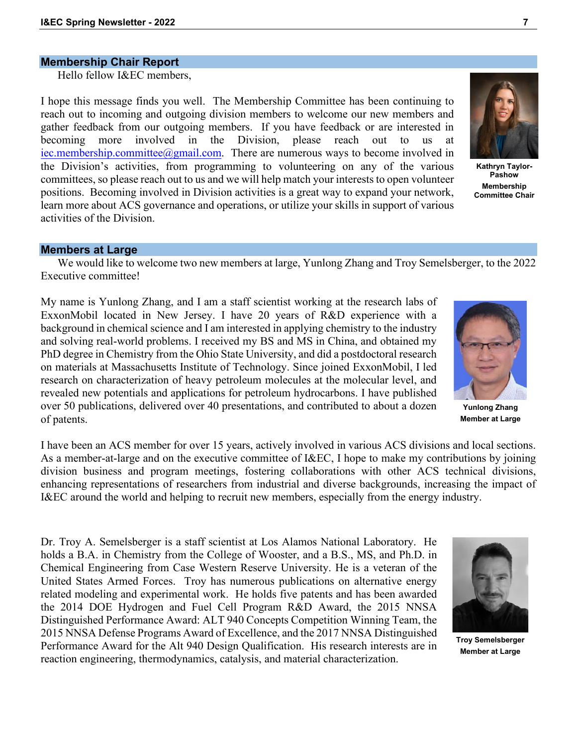## Membership Chair Report

Hello fellow I&EC members,

I hope this message finds you well. The Membership Committee has been continuing to reach out to incoming and outgoing division members to welcome our new members and gather feedback from our outgoing members. If you have feedback or are interested in becoming more involved in the Division, please reach out to us at iec.membership.committee@gmail.com. There are numerous ways to become involved in the Division's activities, from programming to volunteering on any of the various committees, so please reach out to us and we will help match your interests to open volunteer positions. Becoming involved in Division activities is a great way to expand your network, learn more about ACS governance and operations, or utilize your skills in support of various activities of the Division.

**Kathryn Taylor-Pashow**
**Membership Committee Chair**

## Members at Large

We would like to welcome two new members at large, Yunlong Zhang and Troy Semelsberger, to the 2022 Executive committee!

My name is Yunlong Zhang, and I am a staff scientist working at the research labs of ExxonMobil located in New Jersey. I have 20 years of R&D experience with a background in chemical science and I am interested in applying chemistry to the industry and solving real-world problems. I received my BS and MS in China, and obtained my PhD degree in Chemistry from the Ohio State University, and did a postdoctoral research on materials at Massachusetts Institute of Technology. Since joined ExxonMobil, I led research on characterization of heavy petroleum molecules at the molecular level, and revealed new potentials and applications for petroleum hydrocarbons. I have published over 50 publications, delivered over 40 presentations, and contributed to about a dozen of patents.

**Yunlong Zhang**
**Member at Large**

I have been an ACS member for over 15 years, actively involved in various ACS divisions and local sections. As a member-at-large and on the executive committee of I&EC, I hope to make my contributions by joining division business and program meetings, fostering collaborations with other ACS technical divisions, enhancing representations of researchers from industrial and diverse backgrounds, increasing the impact of I&EC around the world and helping to recruit new members, especially from the energy industry.

Dr. Troy A. Semelsberger is a staff scientist at Los Alamos National Laboratory. He holds a B.A. in Chemistry from the College of Wooster, and a B.S., MS, and Ph.D. in Chemical Engineering from Case Western Reserve University. He is a veteran of the United States Armed Forces. Troy has numerous publications on alternative energy related modeling and experimental work. He holds five patents and has been awarded the 2014 DOE Hydrogen and Fuel Cell Program R&D Award, the 2015 NNSA Distinguished Performance Award: ALT 940 Concepts Competition Winning Team, the 2015 NNSA Defense Programs Award of Excellence, and the 2017 NNSA Distinguished Performance Award for the Alt 940 Design Qualification. His research interests are in reaction engineering, thermodynamics, catalysis, and material characterization.

**Troy Semelsberger**
**Member at Large**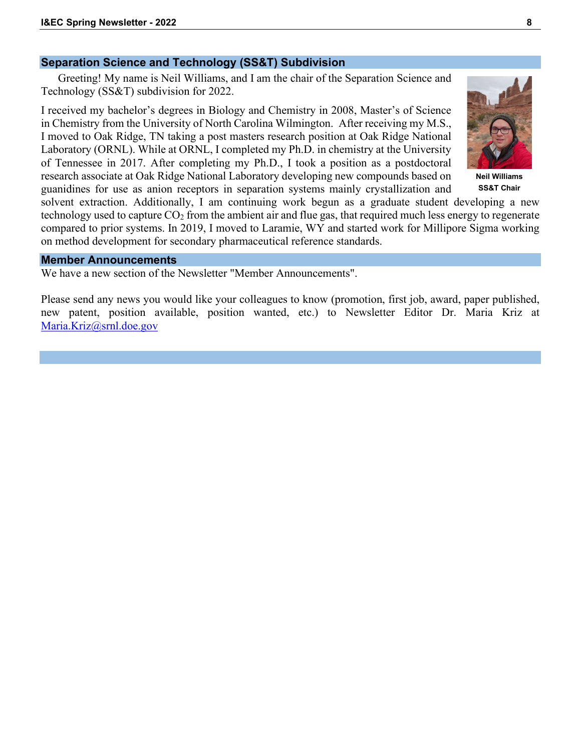## Separation Science and Technology (SS&T) Subdivision

Greeting! My name is Neil Williams, and I am the chair of the Separation Science and Technology (SS&T) subdivision for 2022.

Neil Williams
SS&T Chair

I received my bachelor's degrees in Biology and Chemistry in 2008, Master's of Science in Chemistry from the University of North Carolina Wilmington. After receiving my M.S., I moved to Oak Ridge, TN taking a post masters research position at Oak Ridge National Laboratory (ORNL). While at ORNL, I completed my Ph.D. in chemistry at the University of Tennessee in 2017. After completing my Ph.D., I took a position as a postdoctoral research associate at Oak Ridge National Laboratory developing new compounds based on guanidines for use as anion receptors in separation systems mainly crystallization and solvent extraction. Additionally, I am continuing work begun as a graduate student developing a new technology used to capture $CO_2$ from the ambient air and flue gas, that required much less energy to regenerate compared to prior systems. In 2019, I moved to Laramie, WY and started work for Millipore Sigma working on method development for secondary pharmaceutical reference standards.

## Member Announcements

We have a new section of the Newsletter "Member Announcements".

Please send any news you would like your colleagues to know (promotion, first job, award, paper published, new patent, position available, position wanted, etc.) to Newsletter Editor Dr. Maria Kriz at Maria.Kriz@srnl.doe.gov